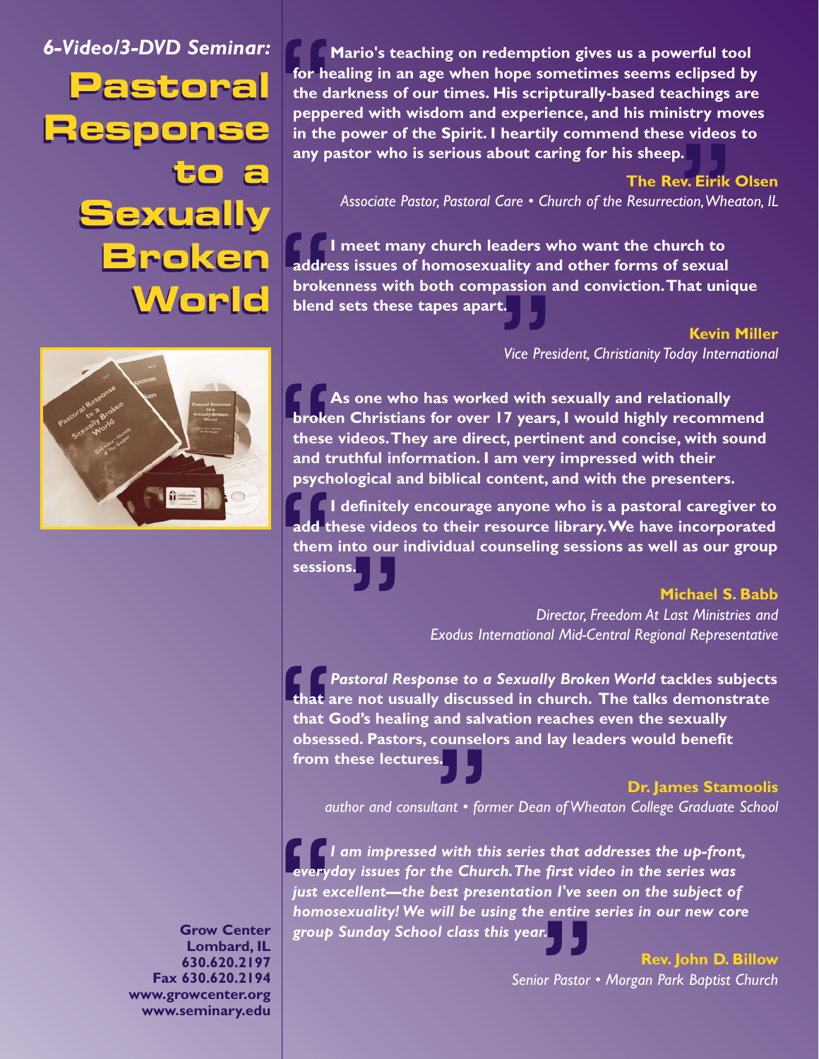*6-Video/3-DVD Seminar:*

# Pastoral Response to a Sexually Broken World

**Mario's teaching on redemption gives us a powerful tool for healing in an age when hope sometimes seems eclipsed by the darkness of our times. His scripturally-based teachings are peppered with wisdom and experience, and his ministry moves in the power of the Spirit. I heartily commend these videos to any pastor who is serious about caring for his sheep.**

**The Rev. Eirik Olsen**
*Associate Pastor, Pastoral Care • Church of the Resurrection, Wheaton, IL*

**I meet many church leaders who want the church to address issues of homosexuality and other forms of sexual brokenness with both compassion and conviction. That unique blend sets these tapes apart.**

**Kevin Miller**
*Vice President, Christianity Today International*

**As one who has worked with sexually and relationally broken Christians for over 17 years, I would highly recommend these videos. They are direct, pertinent and concise, with sound and truthful information. I am very impressed with their psychological and biblical content, and with the presenters.**

**I definitely encourage anyone who is a pastoral caregiver to add these videos to their resource library. We have incorporated them into our individual counseling sessions as well as our group sessions.**

**Michael S. Babb**
*Director, Freedom At Last Ministries and*
*Exodus International Mid-Central Regional Representative*

***Pastoral Response to a Sexually Broken World* tackles subjects that are not usually discussed in church. The talks demonstrate that God's healing and salvation reaches even the sexually obsessed. Pastors, counselors and lay leaders would benefit from these lectures.**

**Dr. James Stamoolis**
*author and consultant • former Dean of Wheaton College Graduate School*

***I am impressed with this series that addresses the up-front, everyday issues for the Church. The first video in the series was just excellent—the best presentation I've seen on the subject of homosexuality! We will be using the entire series in our new core group Sunday School class this year.***

**Rev. John D. Billow**
*Senior Pastor • Morgan Park Baptist Church*

**Grow Center**
**Lombard, IL**
**630.620.2197**
**Fax 630.620.2194**
**www.growcenter.org**
**www.seminary.edu**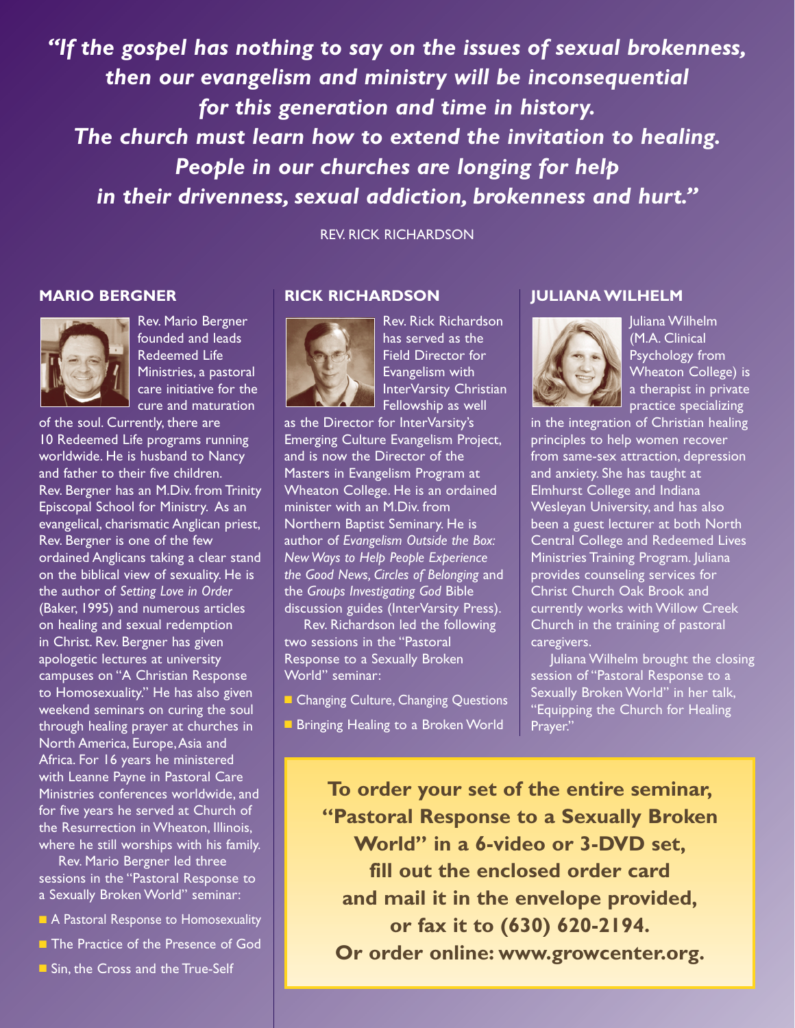*"If the gospel has nothing to say on the issues of sexual brokenness, then our evangelism and ministry will be inconsequential for this generation and time in history. The church must learn how to extend the invitation to healing. People in our churches are longing for help in their drivenness, sexual addiction, brokenness and hurt."*

REV. RICK RICHARDSON

## MARIO BERGNER

Rev. Mario Bergner founded and leads Redeemed Life Ministries, a pastoral care initiative for the cure and maturation of the soul. Currently, there are 10 Redeemed Life programs running worldwide. He is husband to Nancy and father to their five children. Rev. Bergner has an M.Div. from Trinity Episcopal School for Ministry. As an evangelical, charismatic Anglican priest, Rev. Bergner is one of the few ordained Anglicans taking a clear stand on the biblical view of sexuality. He is the author of *Setting Love in Order* (Baker, 1995) and numerous articles on healing and sexual redemption in Christ. Rev. Bergner has given apologetic lectures at university campuses on "A Christian Response to Homosexuality." He has also given weekend seminars on curing the soul through healing prayer at churches in North America, Europe, Asia and Africa. For 16 years he ministered with Leanne Payne in Pastoral Care Ministries conferences worldwide, and for five years he served at Church of the Resurrection in Wheaton, Illinois, where he still worships with his family.

Rev. Mario Bergner led three sessions in the "Pastoral Response to a Sexually Broken World" seminar:

- A Pastoral Response to Homosexuality
- The Practice of the Presence of God
- Sin, the Cross and the True-Self

## RICK RICHARDSON

Rev. Rick Richardson has served as the Field Director for Evangelism with InterVarsity Christian Fellowship as well as the Director for InterVarsity's Emerging Culture Evangelism Project, and is now the Director of the Masters in Evangelism Program at Wheaton College. He is an ordained minister with an M.Div. from Northern Baptist Seminary. He is author of *Evangelism Outside the Box: New Ways to Help People Experience the Good News, Circles of Belonging* and the *Groups Investigating God* Bible discussion guides (InterVarsity Press).

Rev. Richardson led the following two sessions in the "Pastoral Response to a Sexually Broken World" seminar:

- Changing Culture, Changing Questions
- Bringing Healing to a Broken World

## JULIANA WILHELM

Juliana Wilhelm (M.A. Clinical Psychology from Wheaton College) is a therapist in private practice specializing in the integration of Christian healing principles to help women recover from same-sex attraction, depression and anxiety. She has taught at Elmhurst College and Indiana Wesleyan University, and has also been a guest lecturer at both North Central College and Redeemed Lives Ministries Training Program. Juliana provides counseling services for Christ Church Oak Brook and currently works with Willow Creek Church in the training of pastoral caregivers.

Juliana Wilhelm brought the closing session of "Pastoral Response to a Sexually Broken World" in her talk, "Equipping the Church for Healing Prayer."

**To order your set of the entire seminar, "Pastoral Response to a Sexually Broken World" in a 6-video or 3-DVD set, fill out the enclosed order card and mail it in the envelope provided, or fax it to (630) 620-2194. Or order online: www.growcenter.org.**